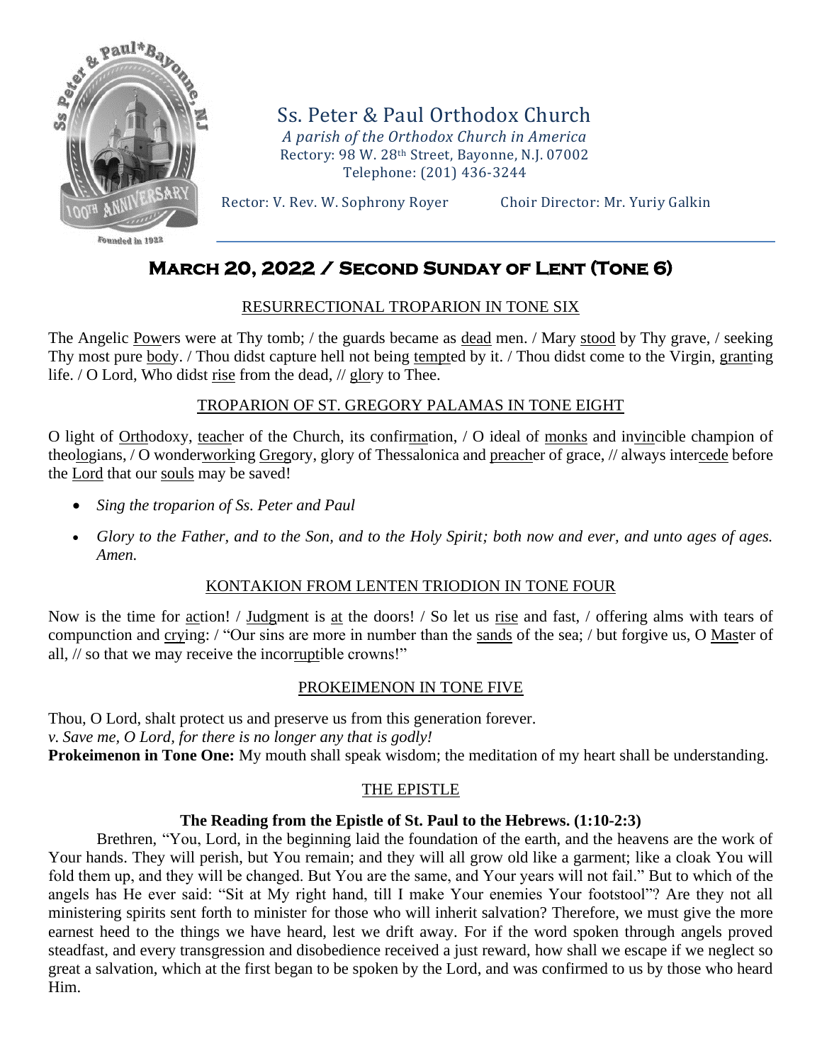# Ss. Peter & Paul Orthodox Church

*A parish of the Orthodox Church in America*
Rectory: 98 W. 28th Street, Bayonne, N.J. 07002
Telephone: (201) 436-3244

Rector: V. Rev. W. Sophrony Royer — Choir Director: Mr. Yuriy Galkin

## March 20, 2022 / Second Sunday of Lent (Tone 6)

### RESURRECTIONAL TROPARION IN TONE SIX

The Angelic Powers were at Thy tomb; / the guards became as dead men. / Mary stood by Thy grave, / seeking Thy most pure body. / Thou didst capture hell not being tempted by it. / Thou didst come to the Virgin, granting life. / O Lord, Who didst rise from the dead, // glory to Thee.

### TROPARION OF ST. GREGORY PALAMAS IN TONE EIGHT

O light of Orthodoxy, teacher of the Church, its confirmation, / O ideal of monks and invincible champion of theologians, / O wonderworking Gregory, glory of Thessalonica and preacher of grace, // always intercede before the Lord that our souls may be saved!

- *Sing the troparion of Ss. Peter and Paul*
- *Glory to the Father, and to the Son, and to the Holy Spirit; both now and ever, and unto ages of ages. Amen.*

### KONTAKION FROM LENTEN TRIODION IN TONE FOUR

Now is the time for action! / Judgment is at the doors! / So let us rise and fast, / offering alms with tears of compunction and crying: / "Our sins are more in number than the sands of the sea; / but forgive us, O Master of all, // so that we may receive the incorruptible crowns!"

### PROKEIMENON IN TONE FIVE

Thou, O Lord, shalt protect us and preserve us from this generation forever.
*v. Save me, O Lord, for there is no longer any that is godly!*
**Prokeimenon in Tone One:** My mouth shall speak wisdom; the meditation of my heart shall be understanding.

### THE EPISTLE

**The Reading from the Epistle of St. Paul to the Hebrews. (1:10-2:3)**

Brethren, "You, Lord, in the beginning laid the foundation of the earth, and the heavens are the work of Your hands. They will perish, but You remain; and they will all grow old like a garment; like a cloak You will fold them up, and they will be changed. But You are the same, and Your years will not fail." But to which of the angels has He ever said: "Sit at My right hand, till I make Your enemies Your footstool"? Are they not all ministering spirits sent forth to minister for those who will inherit salvation? Therefore, we must give the more earnest heed to the things we have heard, lest we drift away. For if the word spoken through angels proved steadfast, and every transgression and disobedience received a just reward, how shall we escape if we neglect so great a salvation, which at the first began to be spoken by the Lord, and was confirmed to us by those who heard Him.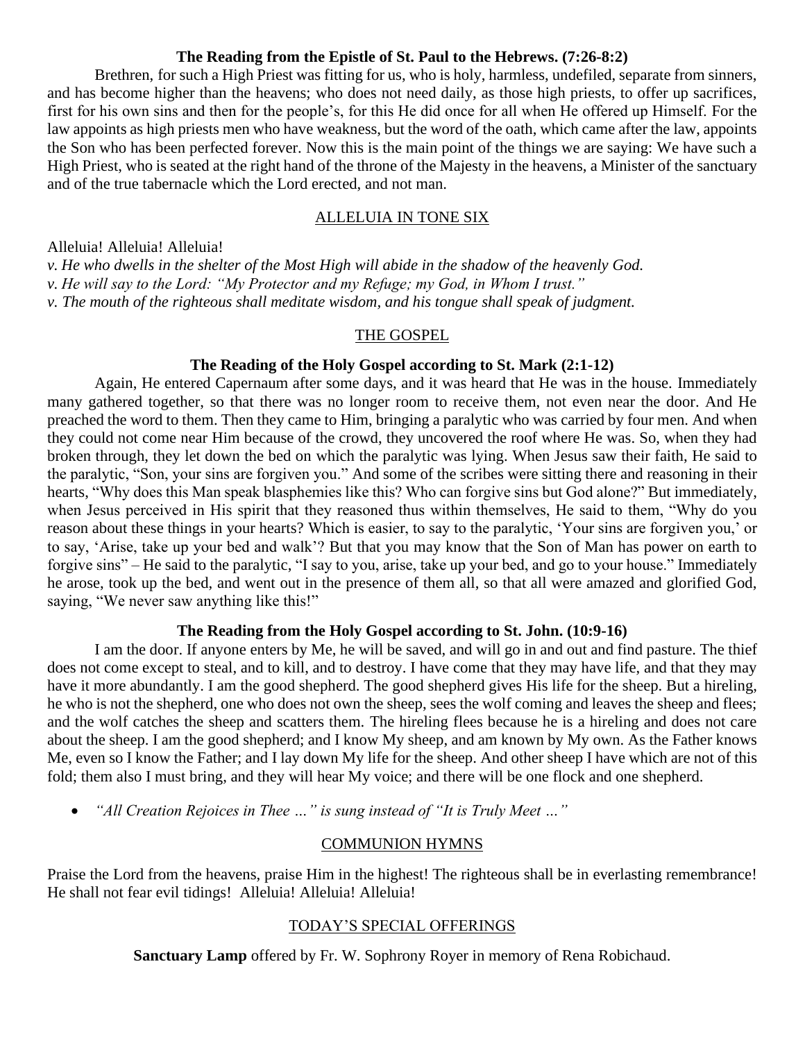**The Reading from the Epistle of St. Paul to the Hebrews. (7:26-8:2)**

Brethren, for such a High Priest was fitting for us, who is holy, harmless, undefiled, separate from sinners, and has become higher than the heavens; who does not need daily, as those high priests, to offer up sacrifices, first for his own sins and then for the people's, for this He did once for all when He offered up Himself. For the law appoints as high priests men who have weakness, but the word of the oath, which came after the law, appoints the Son who has been perfected forever. Now this is the main point of the things we are saying: We have such a High Priest, who is seated at the right hand of the throne of the Majesty in the heavens, a Minister of the sanctuary and of the true tabernacle which the Lord erected, and not man.

## ALLELUIA IN TONE SIX

Alleluia! Alleluia! Alleluia!

*v. He who dwells in the shelter of the Most High will abide in the shadow of the heavenly God.*

*v. He will say to the Lord: "My Protector and my Refuge; my God, in Whom I trust."*

*v. The mouth of the righteous shall meditate wisdom, and his tongue shall speak of judgment.*

## THE GOSPEL

**The Reading of the Holy Gospel according to St. Mark (2:1-12)**

Again, He entered Capernaum after some days, and it was heard that He was in the house. Immediately many gathered together, so that there was no longer room to receive them, not even near the door. And He preached the word to them. Then they came to Him, bringing a paralytic who was carried by four men. And when they could not come near Him because of the crowd, they uncovered the roof where He was. So, when they had broken through, they let down the bed on which the paralytic was lying. When Jesus saw their faith, He said to the paralytic, "Son, your sins are forgiven you." And some of the scribes were sitting there and reasoning in their hearts, "Why does this Man speak blasphemies like this? Who can forgive sins but God alone?" But immediately, when Jesus perceived in His spirit that they reasoned thus within themselves, He said to them, "Why do you reason about these things in your hearts? Which is easier, to say to the paralytic, 'Your sins are forgiven you,' or to say, 'Arise, take up your bed and walk'? But that you may know that the Son of Man has power on earth to forgive sins" – He said to the paralytic, "I say to you, arise, take up your bed, and go to your house." Immediately he arose, took up the bed, and went out in the presence of them all, so that all were amazed and glorified God, saying, "We never saw anything like this!"

**The Reading from the Holy Gospel according to St. John. (10:9-16)**

I am the door. If anyone enters by Me, he will be saved, and will go in and out and find pasture. The thief does not come except to steal, and to kill, and to destroy. I have come that they may have life, and that they may have it more abundantly. I am the good shepherd. The good shepherd gives His life for the sheep. But a hireling, he who is not the shepherd, one who does not own the sheep, sees the wolf coming and leaves the sheep and flees; and the wolf catches the sheep and scatters them. The hireling flees because he is a hireling and does not care about the sheep. I am the good shepherd; and I know My sheep, and am known by My own. As the Father knows Me, even so I know the Father; and I lay down My life for the sheep. And other sheep I have which are not of this fold; them also I must bring, and they will hear My voice; and there will be one flock and one shepherd.

- *"All Creation Rejoices in Thee …" is sung instead of "It is Truly Meet …"*

## COMMUNION HYMNS

Praise the Lord from the heavens, praise Him in the highest! The righteous shall be in everlasting remembrance! He shall not fear evil tidings! Alleluia! Alleluia! Alleluia!

## TODAY'S SPECIAL OFFERINGS

**Sanctuary Lamp** offered by Fr. W. Sophrony Royer in memory of Rena Robichaud.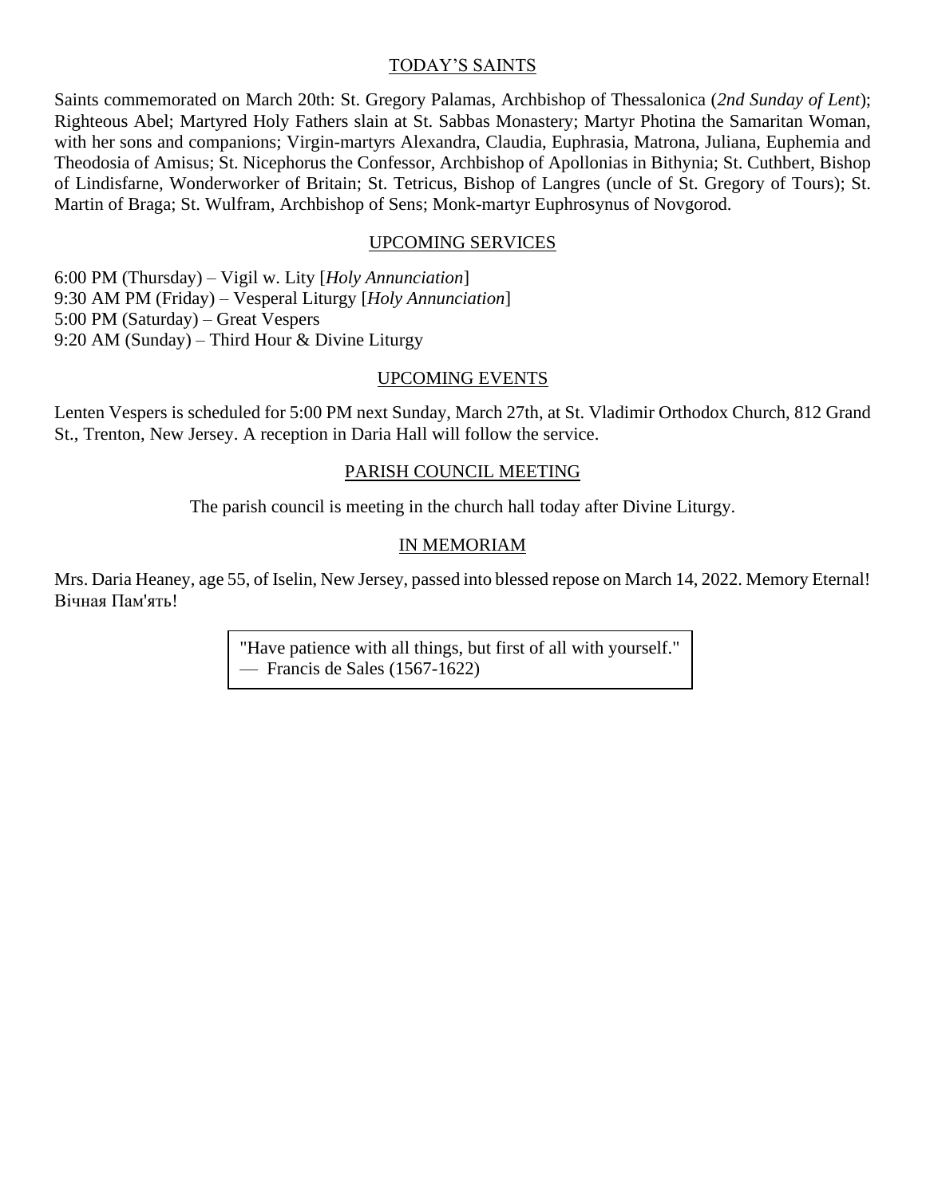## TODAY'S SAINTS

Saints commemorated on March 20th: St. Gregory Palamas, Archbishop of Thessalonica (*2nd Sunday of Lent*); Righteous Abel; Martyred Holy Fathers slain at St. Sabbas Monastery; Martyr Photina the Samaritan Woman, with her sons and companions; Virgin-martyrs Alexandra, Claudia, Euphrasia, Matrona, Juliana, Euphemia and Theodosia of Amisus; St. Nicephorus the Confessor, Archbishop of Apollonias in Bithynia; St. Cuthbert, Bishop of Lindisfarne, Wonderworker of Britain; St. Tetricus, Bishop of Langres (uncle of St. Gregory of Tours); St. Martin of Braga; St. Wulfram, Archbishop of Sens; Monk-martyr Euphrosynus of Novgorod.

## UPCOMING SERVICES

6:00 PM (Thursday) – Vigil w. Lity [*Holy Annunciation*]
9:30 AM PM (Friday) – Vesperal Liturgy [*Holy Annunciation*]
5:00 PM (Saturday) – Great Vespers
9:20 AM (Sunday) – Third Hour & Divine Liturgy

## UPCOMING EVENTS

Lenten Vespers is scheduled for 5:00 PM next Sunday, March 27th, at St. Vladimir Orthodox Church, 812 Grand St., Trenton, New Jersey. A reception in Daria Hall will follow the service.

## PARISH COUNCIL MEETING

The parish council is meeting in the church hall today after Divine Liturgy.

## IN MEMORIAM

Mrs. Daria Heaney, age 55, of Iselin, New Jersey, passed into blessed repose on March 14, 2022. Memory Eternal! Вічная Пам'ять!

> "Have patience with all things, but first of all with yourself."
> — Francis de Sales (1567-1622)